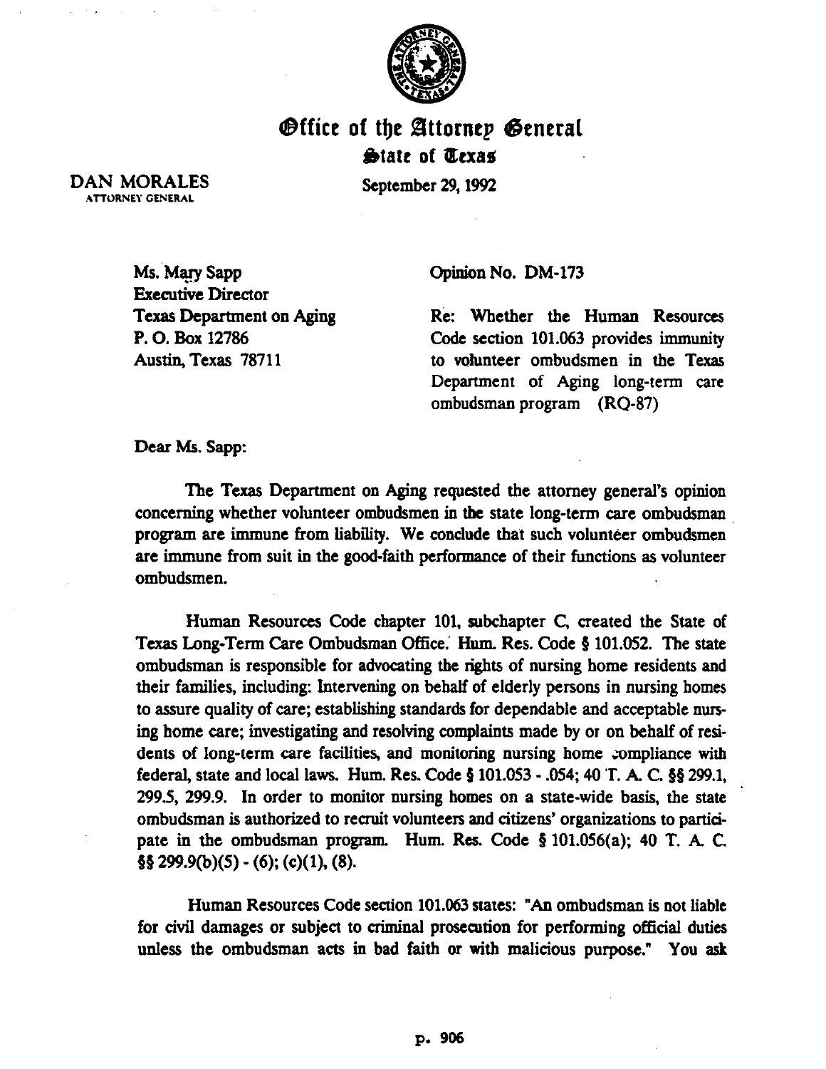# Office of the Attorney General
## State of Texas

DAN MORALES
ATTORNEY GENERAL

September 29, 1992

Ms. Mary Sapp
Executive Director
Texas Department on Aging
P. O. Box 12786
Austin, Texas 78711

Opinion No. DM-173

Re: Whether the Human Resources Code section 101.063 provides immunity to volunteer ombudsmen in the Texas Department of Aging long-term care ombudsman program (RQ-87)

Dear Ms. Sapp:

The Texas Department on Aging requested the attorney general's opinion concerning whether volunteer ombudsmen in the state long-term care ombudsman program are immune from liability. We conclude that such volunteer ombudsmen are immune from suit in the good-faith performance of their functions as volunteer ombudsmen.

Human Resources Code chapter 101, subchapter C, created the State of Texas Long-Term Care Ombudsman Office. Hum. Res. Code § 101.052. The state ombudsman is responsible for advocating the rights of nursing home residents and their families, including: Intervening on behalf of elderly persons in nursing homes to assure quality of care; establishing standards for dependable and acceptable nursing home care; investigating and resolving complaints made by or on behalf of residents of long-term care facilities, and monitoring nursing home compliance with federal, state and local laws. Hum. Res. Code § 101.053 - .054; 40 T. A. C. §§ 299.1, 299.5, 299.9. In order to monitor nursing homes on a state-wide basis, the state ombudsman is authorized to recruit volunteers and citizens' organizations to participate in the ombudsman program. Hum. Res. Code § 101.056(a); 40 T. A. C. §§ 299.9(b)(5) - (6); (c)(1), (8).

Human Resources Code section 101.063 states: "An ombudsman is not liable for civil damages or subject to criminal prosecution for performing official duties unless the ombudsman acts in bad faith or with malicious purpose." You ask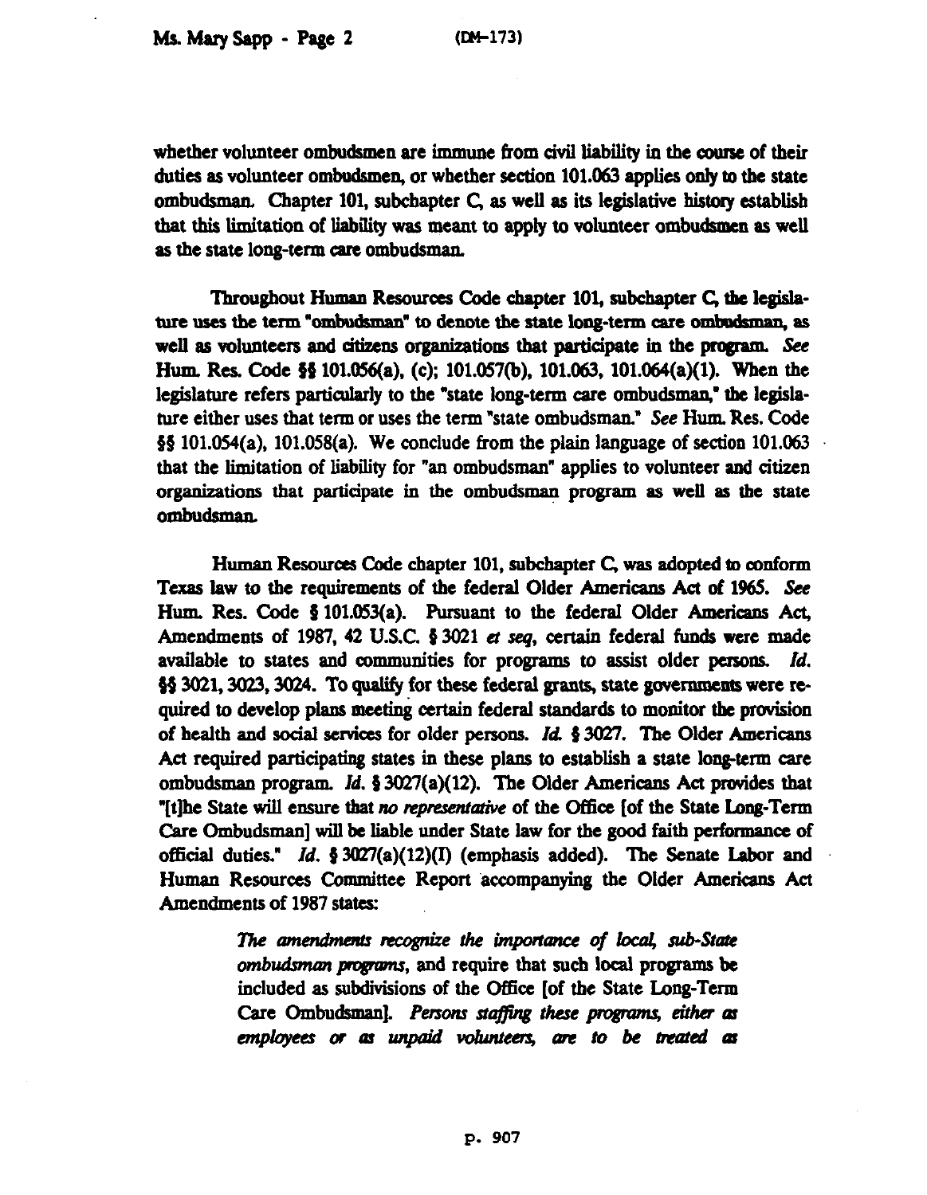whether volunteer ombudsmen are immune from civil liability in the course of their duties as volunteer ombudsmen, or whether section 101.063 applies only to the state ombudsman. Chapter 101, subchapter C, as well as its legislative history establish that this limitation of liability was meant to apply to volunteer ombudsmen as well as the state long-term care ombudsman.

Throughout Human Resources Code chapter 101, subchapter C, the legislature uses the term "ombudsman" to denote the state long-term care ombudsman, as well as volunteers and citizens organizations that participate in the program. *See* Hum. Res. Code §§ 101.056(a), (c); 101.057(b), 101.063, 101.064(a)(1). When the legislature refers particularly to the "state long-term care ombudsman," the legislature either uses that term or uses the term "state ombudsman." *See* Hum. Res. Code §§ 101.054(a), 101.058(a). We conclude from the plain language of section 101.063 that the limitation of liability for "an ombudsman" applies to volunteer and citizen organizations that participate in the ombudsman program as well as the state ombudsman.

Human Resources Code chapter 101, subchapter C, was adopted to conform Texas law to the requirements of the federal Older Americans Act of 1965. *See* Hum. Res. Code § 101.053(a). Pursuant to the federal Older Americans Act, Amendments of 1987, 42 U.S.C. § 3021 *et seq*, certain federal funds were made available to states and communities for programs to assist older persons. *Id.* §§ 3021, 3023, 3024. To qualify for these federal grants, state governments were required to develop plans meeting certain federal standards to monitor the provision of health and social services for older persons. *Id.* § 3027. The Older Americans Act required participating states in these plans to establish a state long-term care ombudsman program. *Id.* § 3027(a)(12). The Older Americans Act provides that "[t]he State will ensure that *no representative* of the Office [of the State Long-Term Care Ombudsman] will be liable under State law for the good faith performance of official duties." *Id.* § 3027(a)(12)(I) (emphasis added). The Senate Labor and Human Resources Committee Report accompanying the Older Americans Act Amendments of 1987 states:

> *The amendments recognize the importance of local, sub-State ombudsman programs*, and require that such local programs be included as subdivisions of the Office [of the State Long-Term Care Ombudsman]. *Persons staffing these programs, either as employees or as unpaid volunteers, are to be treated as*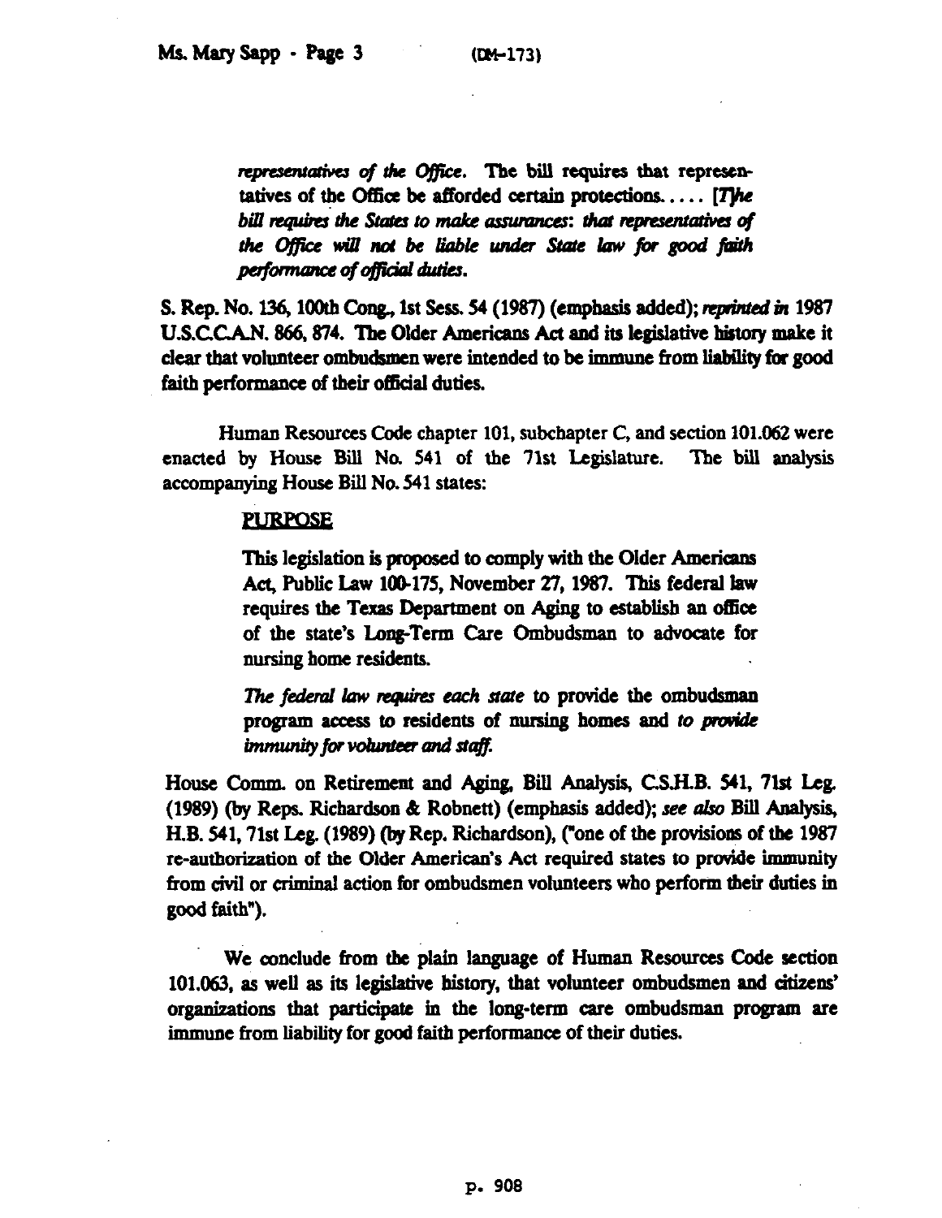> *representatives of the Office*. The bill requires that representatives of the Office be afforded certain protections..... *[T]he bill requires the States to make assurances: that representatives of the Office will not be liable under State law for good faith performance of official duties.*

S. Rep. No. 136, 100th Cong., 1st Sess. 54 (1987) (emphasis added); *reprinted in* 1987 U.S.C.C.A.N. 866, 874. The Older Americans Act and its legislative history make it clear that volunteer ombudsmen were intended to be immune from liability for good faith performance of their official duties.

Human Resources Code chapter 101, subchapter C, and section 101.062 were enacted by House Bill No. 541 of the 71st Legislature. The bill analysis accompanying House Bill No. 541 states:

> PURPOSE
>
> This legislation is proposed to comply with the Older Americans Act, Public Law 100-175, November 27, 1987. This federal law requires the Texas Department on Aging to establish an office of the state's Long-Term Care Ombudsman to advocate for nursing home residents.
>
> *The federal law requires each state* to provide the ombudsman program access to residents of nursing homes and *to provide immunity for volunteer and staff.*

House Comm. on Retirement and Aging, Bill Analysis, C.S.H.B. 541, 71st Leg. (1989) (by Reps. Richardson & Robnett) (emphasis added); *see also* Bill Analysis, H.B. 541, 71st Leg. (1989) (by Rep. Richardson), ("one of the provisions of the 1987 re-authorization of the Older American's Act required states to provide immunity from civil or criminal action for ombudsmen volunteers who perform their duties in good faith").

We conclude from the plain language of Human Resources Code section 101.063, as well as its legislative history, that volunteer ombudsmen and citizens' organizations that participate in the long-term care ombudsman program are immune from liability for good faith performance of their duties.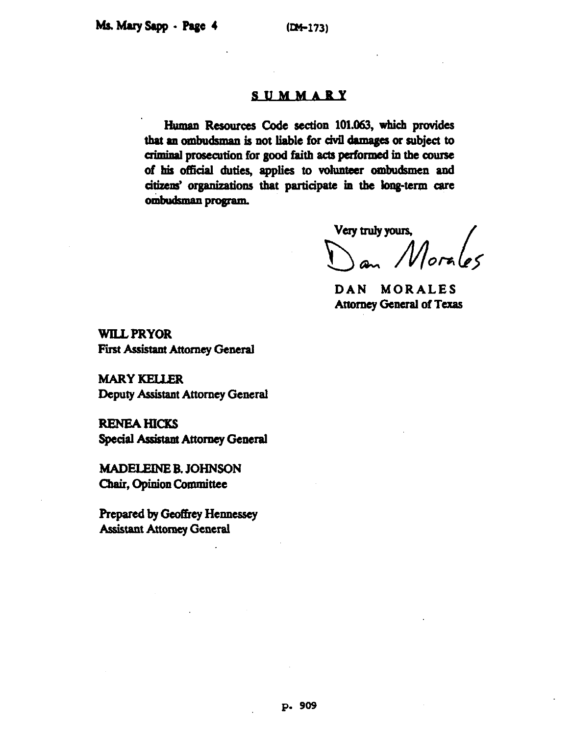## SUMMARY

Human Resources Code section 101.063, which provides that an ombudsman is not liable for civil damages or subject to criminal prosecution for good faith acts performed in the course of his official duties, applies to volunteer ombudsmen and citizens' organizations that participate in the long-term care ombudsman program.

Very truly yours,

Dan Morales

DAN MORALES
Attorney General of Texas

WILL PRYOR
First Assistant Attorney General

MARY KELLER
Deputy Assistant Attorney General

RENEA HICKS
Special Assistant Attorney General

MADELEINE B. JOHNSON
Chair, Opinion Committee

Prepared by Geoffrey Hennessey
Assistant Attorney General